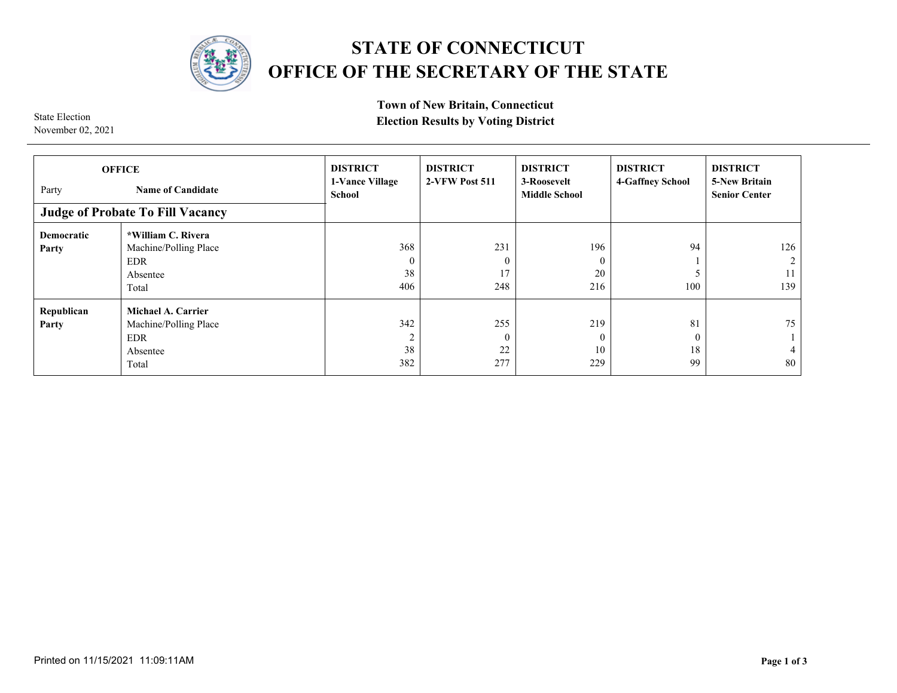# STATE OF CONNECTICUT
# OFFICE OF THE SECRETARY OF THE STATE

**Town of New Britain, Connecticut**
**Election Results by Voting District**

State Election
November 02, 2021

| OFFICE — Party | Name of Candidate | DISTRICT 1-Vance Village School | DISTRICT 2-VFW Post 511 | DISTRICT 3-Roosevelt Middle School | DISTRICT 4-Gaffney School | DISTRICT 5-New Britain Senior Center |
|---|---|---|---|---|---|---|
| **Judge of Probate To Fill Vacancy** | | | | | | |
| **Democratic Party** | ***William C. Rivera** | | | | | |
| | Machine/Polling Place | 368 | 231 | 196 | 94 | 126 |
| | EDR | 0 | 0 | 0 | 1 | 2 |
| | Absentee | 38 | 17 | 20 | 5 | 11 |
| | Total | 406 | 248 | 216 | 100 | 139 |
| **Republican Party** | **Michael A. Carrier** | | | | | |
| | Machine/Polling Place | 342 | 255 | 219 | 81 | 75 |
| | EDR | 2 | 0 | 0 | 0 | 1 |
| | Absentee | 38 | 22 | 10 | 18 | 4 |
| | Total | 382 | 277 | 229 | 99 | 80 |

Printed on 11/15/2021 11:09:11AM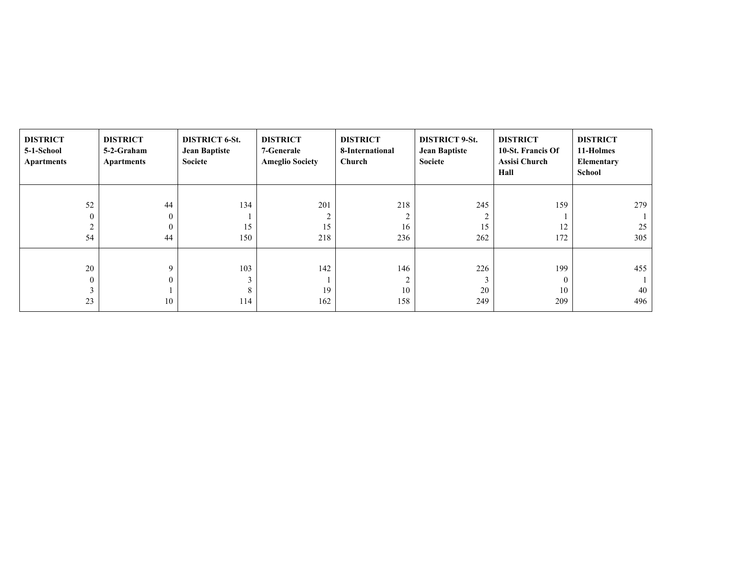| DISTRICT 5-1-School Apartments | DISTRICT 5-2-Graham Apartments | DISTRICT 6-St. Jean Baptiste Societe | DISTRICT 7-Generale Ameglio Society | DISTRICT 8-International Church | DISTRICT 9-St. Jean Baptiste Societe | DISTRICT 10-St. Francis Of Assisi Church Hall | DISTRICT 11-Holmes Elementary School |
|---|---|---|---|---|---|---|---|
| 52 | 44 | 134 | 201 | 218 | 245 | 159 | 279 |
| 0 | 0 | 1 | 2 | 2 | 2 | 1 | 1 |
| 2 | 0 | 15 | 15 | 16 | 15 | 12 | 25 |
| 54 | 44 | 150 | 218 | 236 | 262 | 172 | 305 |
| 20 | 9 | 103 | 142 | 146 | 226 | 199 | 455 |
| 0 | 0 | 3 | 1 | 2 | 3 | 0 | 1 |
| 3 | 1 | 8 | 19 | 10 | 20 | 10 | 40 |
| 23 | 10 | 114 | 162 | 158 | 249 | 209 | 496 |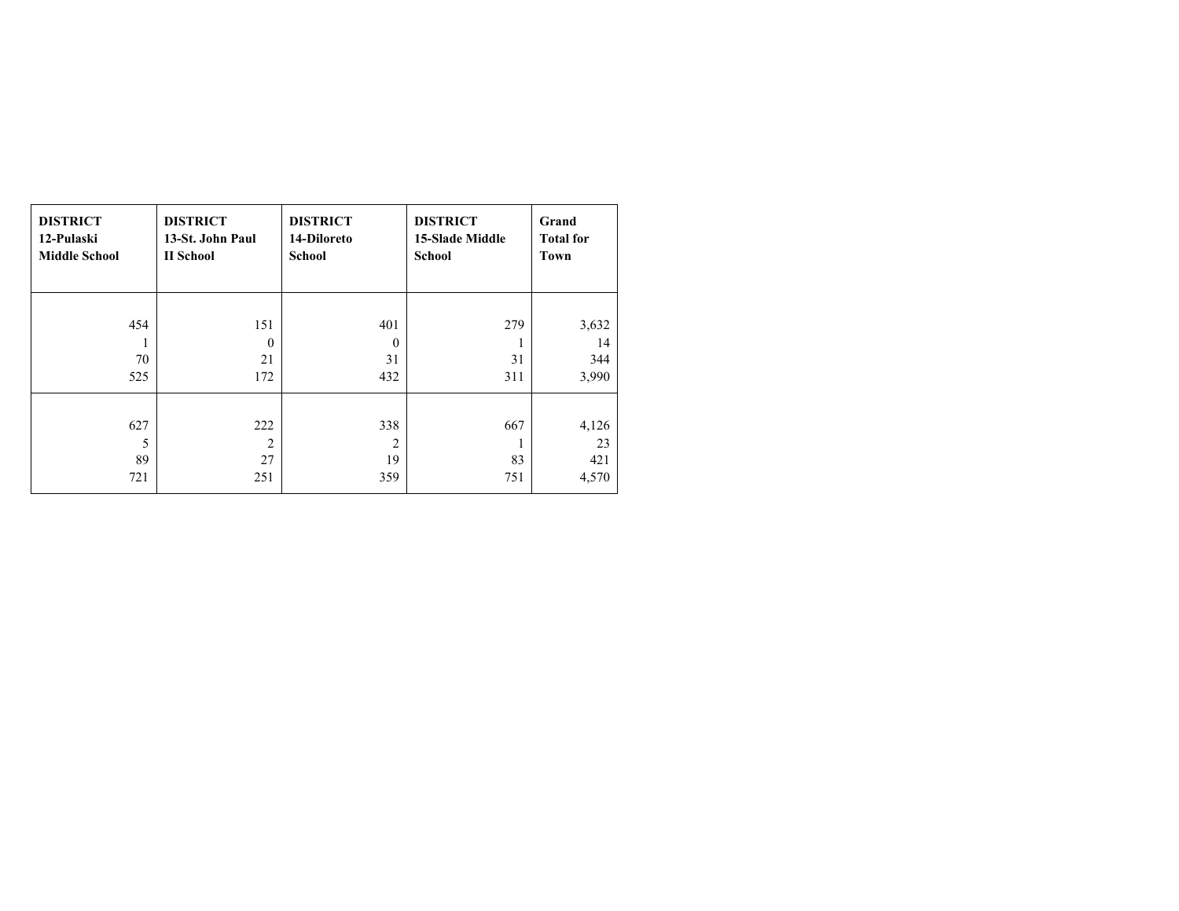| DISTRICT 12-Pulaski Middle School | DISTRICT 13-St. John Paul II School | DISTRICT 14-Diloreto School | DISTRICT 15-Slade Middle School | Grand Total for Town |
|---|---|---|---|---|
| | | | | |
| 454 | 151 | 401 | 279 | 3,632 |
| 1 | 0 | 0 | 1 | 14 |
| 70 | 21 | 31 | 31 | 344 |
| 525 | 172 | 432 | 311 | 3,990 |
| | | | | |
| 627 | 222 | 338 | 667 | 4,126 |
| 5 | 2 | 2 | 1 | 23 |
| 89 | 27 | 19 | 83 | 421 |
| 721 | 251 | 359 | 751 | 4,570 |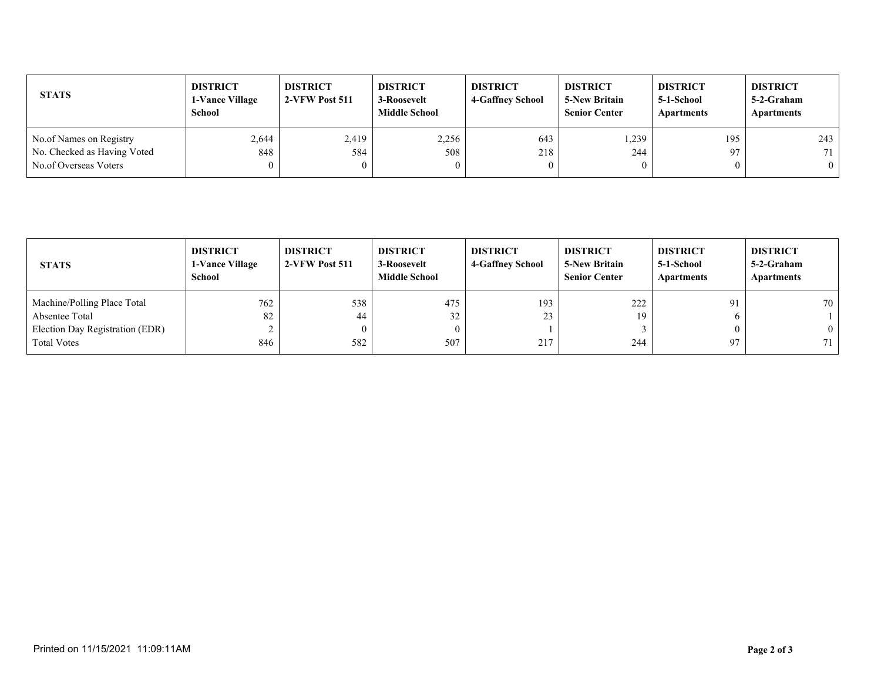| STATS | DISTRICT 1-Vance Village School | DISTRICT 2-VFW Post 511 | DISTRICT 3-Roosevelt Middle School | DISTRICT 4-Gaffney School | DISTRICT 5-New Britain Senior Center | DISTRICT 5-1-School Apartments | DISTRICT 5-2-Graham Apartments |
|---|---|---|---|---|---|---|---|
| No.of Names on Registry | 2,644 | 2,419 | 2,256 | 643 | 1,239 | 195 | 243 |
| No. Checked as Having Voted | 848 | 584 | 508 | 218 | 244 | 97 | 71 |
| No.of Overseas Voters | 0 | 0 | 0 | 0 | 0 | 0 | 0 |

| STATS | DISTRICT 1-Vance Village School | DISTRICT 2-VFW Post 511 | DISTRICT 3-Roosevelt Middle School | DISTRICT 4-Gaffney School | DISTRICT 5-New Britain Senior Center | DISTRICT 5-1-School Apartments | DISTRICT 5-2-Graham Apartments |
|---|---|---|---|---|---|---|---|
| Machine/Polling Place Total | 762 | 538 | 475 | 193 | 222 | 91 | 70 |
| Absentee Total | 82 | 44 | 32 | 23 | 19 | 6 | 1 |
| Election Day Registration (EDR) | 2 | 0 | 0 | 1 | 3 | 0 | 0 |
| Total Votes | 846 | 582 | 507 | 217 | 244 | 97 | 71 |

Printed on 11/15/2021 11:09:11AM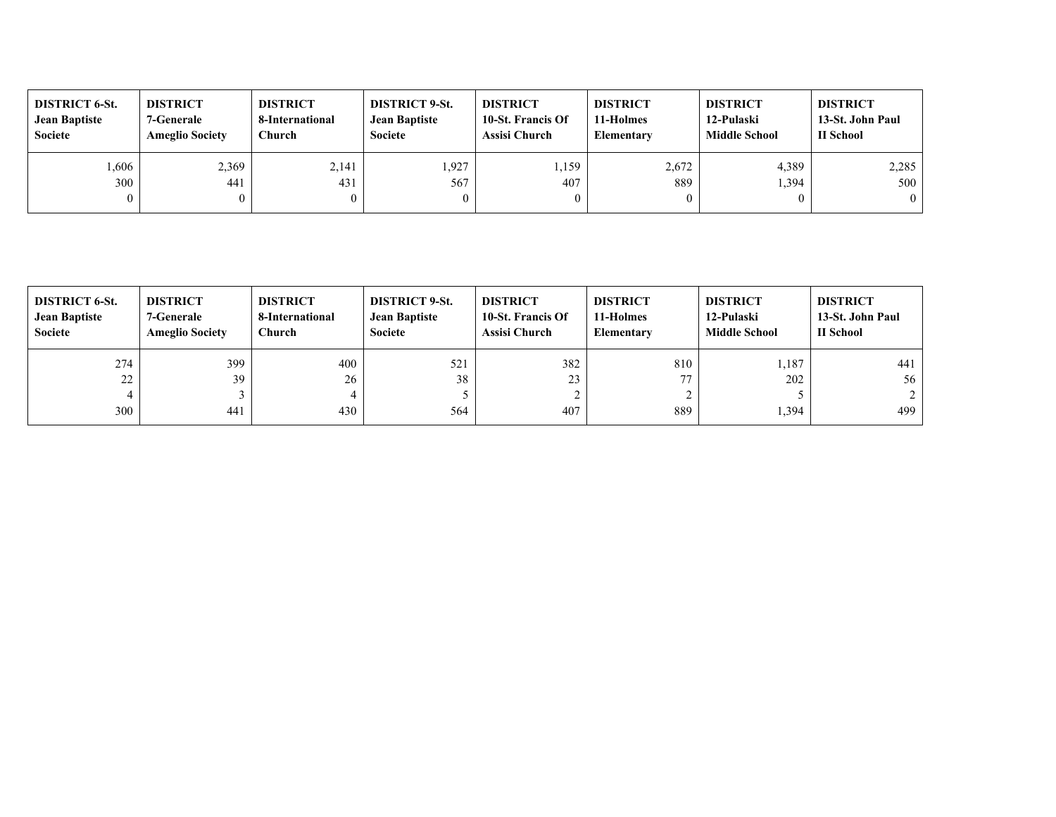| DISTRICT 6-St. Jean Baptiste Societe | DISTRICT 7-Generale Ameglio Society | DISTRICT 8-International Church | DISTRICT 9-St. Jean Baptiste Societe | DISTRICT 10-St. Francis Of Assisi Church | DISTRICT 11-Holmes Elementary | DISTRICT 12-Pulaski Middle School | DISTRICT 13-St. John Paul II School |
|---:|---:|---:|---:|---:|---:|---:|---:|
| 1,606 | 2,369 | 2,141 | 1,927 | 1,159 | 2,672 | 4,389 | 2,285 |
| 300 | 441 | 431 | 567 | 407 | 889 | 1,394 | 500 |
| 0 | 0 | 0 | 0 | 0 | 0 | 0 | 0 |

| DISTRICT 6-St. Jean Baptiste Societe | DISTRICT 7-Generale Ameglio Society | DISTRICT 8-International Church | DISTRICT 9-St. Jean Baptiste Societe | DISTRICT 10-St. Francis Of Assisi Church | DISTRICT 11-Holmes Elementary | DISTRICT 12-Pulaski Middle School | DISTRICT 13-St. John Paul II School |
|---:|---:|---:|---:|---:|---:|---:|---:|
| 274 | 399 | 400 | 521 | 382 | 810 | 1,187 | 441 |
| 22 | 39 | 26 | 38 | 23 | 77 | 202 | 56 |
| 4 | 3 | 4 | 5 | 2 | 2 | 5 | 2 |
| 300 | 441 | 430 | 564 | 407 | 889 | 1,394 | 499 |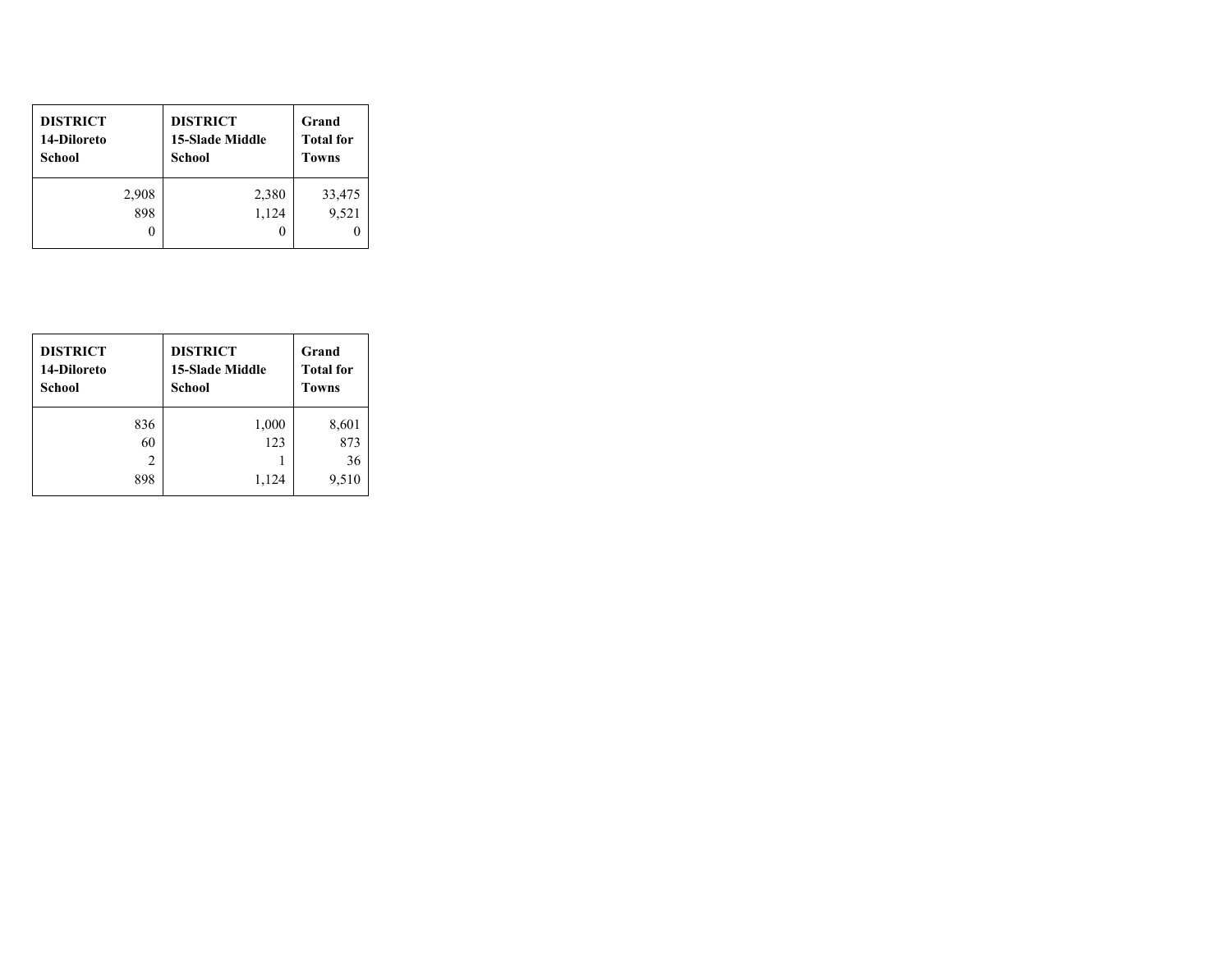| DISTRICT 14-Diloreto School | DISTRICT 15-Slade Middle School | Grand Total for Towns |
|---|---|---|
| 2,908 | 2,380 | 33,475 |
| 898 | 1,124 | 9,521 |
| 0 | 0 | 0 |

| DISTRICT 14-Diloreto School | DISTRICT 15-Slade Middle School | Grand Total for Towns |
|---|---|---|
| 836 | 1,000 | 8,601 |
| 60 | 123 | 873 |
| 2 | 1 | 36 |
| 898 | 1,124 | 9,510 |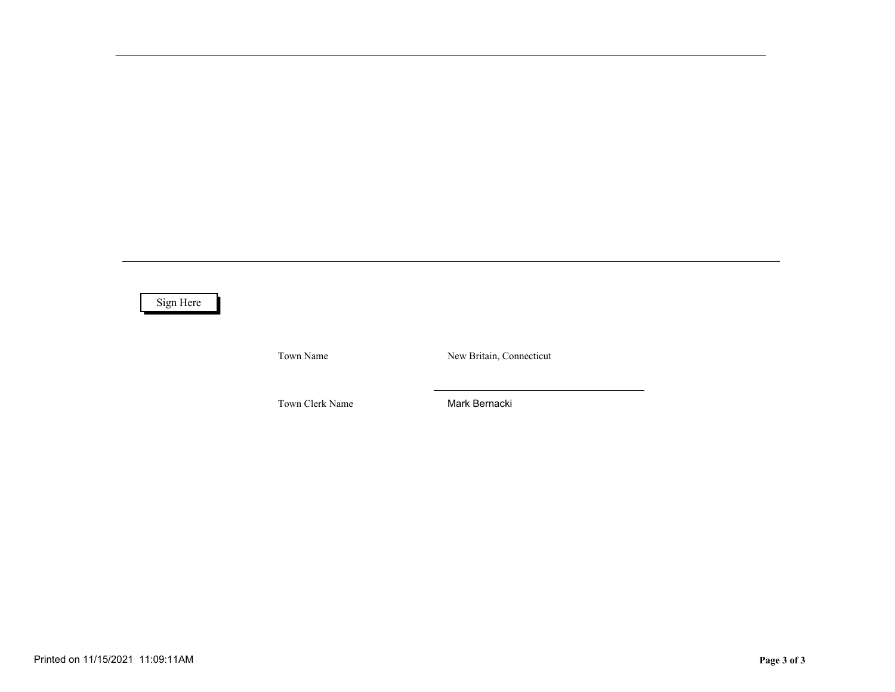Sign Here

| | |
|---|---|
| Town Name | New Britain, Connecticut |
| Town Clerk Name | Mark Bernacki |

Printed on 11/15/2021 11:09:11AM